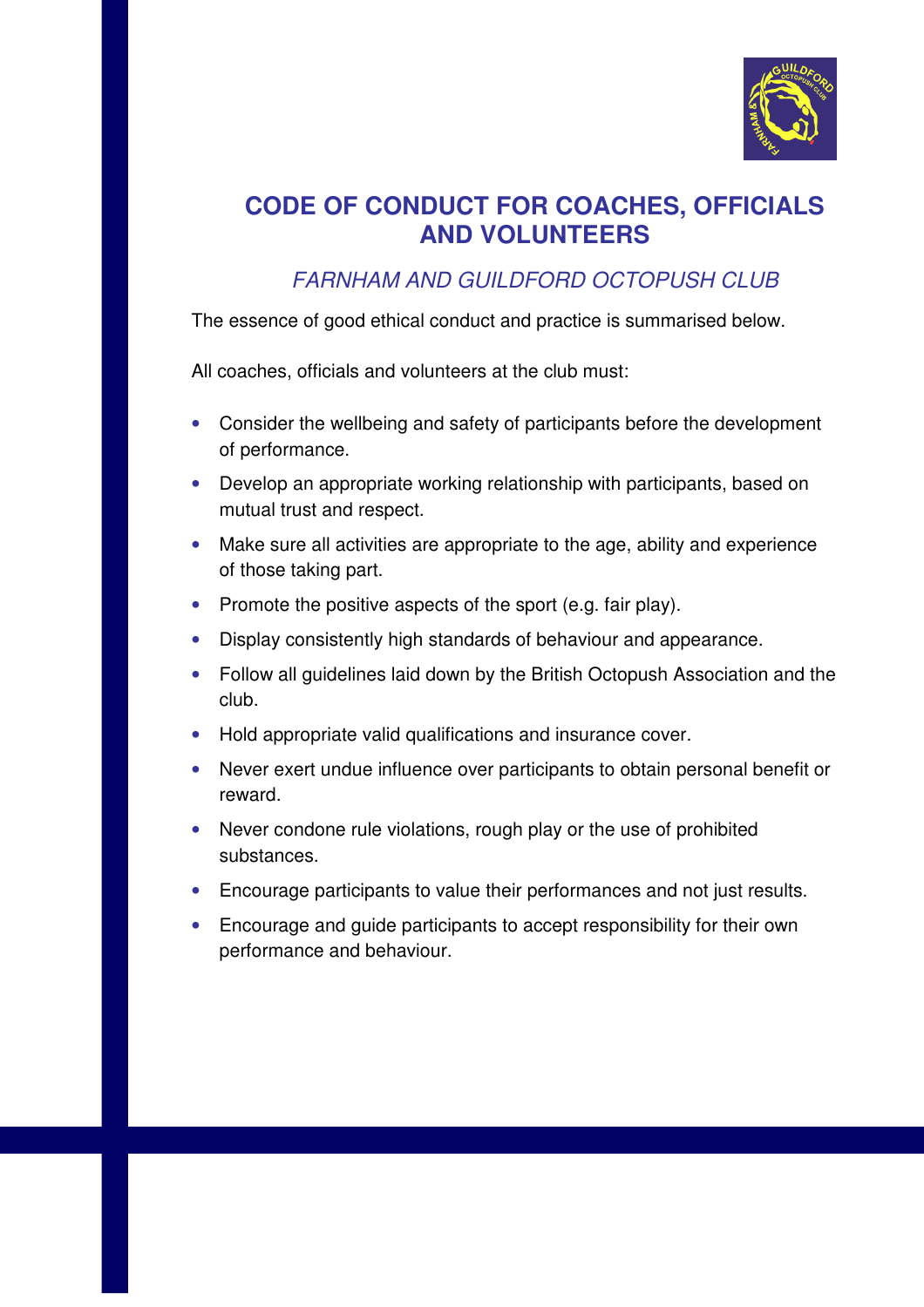# CODE OF CONDUCT FOR COACHES, OFFICIALS AND VOLUNTEERS

*FARNHAM AND GUILDFORD OCTOPUSH CLUB*

The essence of good ethical conduct and practice is summarised below.

All coaches, officials and volunteers at the club must:

- Consider the wellbeing and safety of participants before the development of performance.
- Develop an appropriate working relationship with participants, based on mutual trust and respect.
- Make sure all activities are appropriate to the age, ability and experience of those taking part.
- Promote the positive aspects of the sport (e.g. fair play).
- Display consistently high standards of behaviour and appearance.
- Follow all guidelines laid down by the British Octopush Association and the club.
- Hold appropriate valid qualifications and insurance cover.
- Never exert undue influence over participants to obtain personal benefit or reward.
- Never condone rule violations, rough play or the use of prohibited substances.
- Encourage participants to value their performances and not just results.
- Encourage and guide participants to accept responsibility for their own performance and behaviour.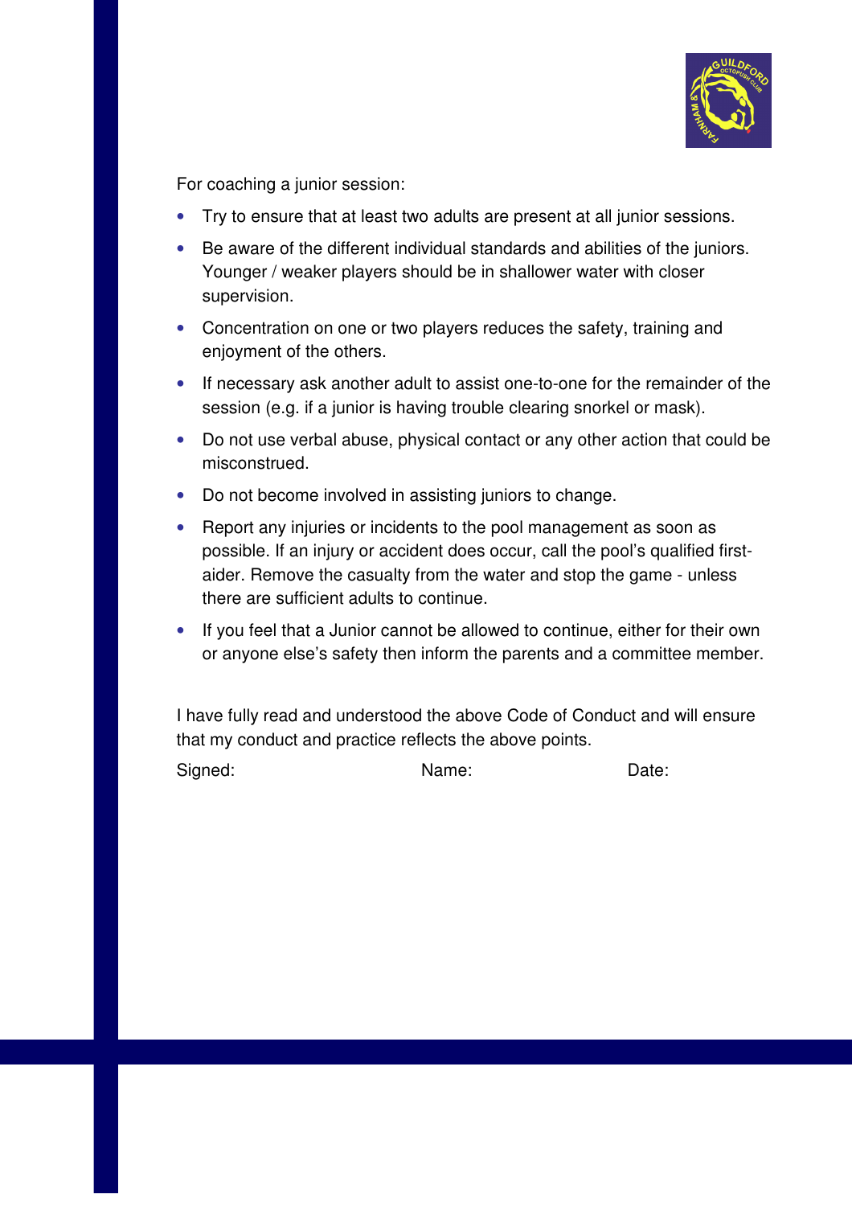For coaching a junior session:

- Try to ensure that at least two adults are present at all junior sessions.
- Be aware of the different individual standards and abilities of the juniors. Younger / weaker players should be in shallower water with closer supervision.
- Concentration on one or two players reduces the safety, training and enjoyment of the others.
- If necessary ask another adult to assist one-to-one for the remainder of the session (e.g. if a junior is having trouble clearing snorkel or mask).
- Do not use verbal abuse, physical contact or any other action that could be misconstrued.
- Do not become involved in assisting juniors to change.
- Report any injuries or incidents to the pool management as soon as possible. If an injury or accident does occur, call the pool's qualified first-aider. Remove the casualty from the water and stop the game - unless there are sufficient adults to continue.
- If you feel that a Junior cannot be allowed to continue, either for their own or anyone else's safety then inform the parents and a committee member.

I have fully read and understood the above Code of Conduct and will ensure that my conduct and practice reflects the above points.

Signed: Name: Date: